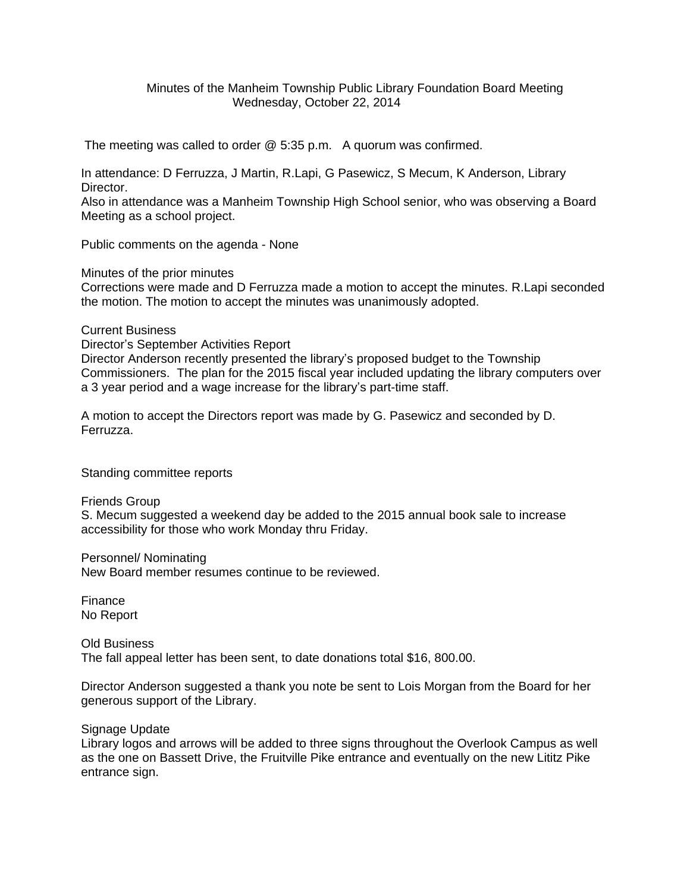# Minutes of the Manheim Township Public Library Foundation Board Meeting
## Wednesday, October 22, 2014

The meeting was called to order @ 5:35 p.m. A quorum was confirmed.

In attendance: D Ferruzza, J Martin, R.Lapi, G Pasewicz, S Mecum, K Anderson, Library Director.
Also in attendance was a Manheim Township High School senior, who was observing a Board Meeting as a school project.

Public comments on the agenda - None

Minutes of the prior minutes
Corrections were made and D Ferruzza made a motion to accept the minutes. R.Lapi seconded the motion. The motion to accept the minutes was unanimously adopted.

Current Business
Director's September Activities Report
Director Anderson recently presented the library's proposed budget to the Township Commissioners. The plan for the 2015 fiscal year included updating the library computers over a 3 year period and a wage increase for the library's part-time staff.

A motion to accept the Directors report was made by G. Pasewicz and seconded by D. Ferruzza.

Standing committee reports

Friends Group
S. Mecum suggested a weekend day be added to the 2015 annual book sale to increase accessibility for those who work Monday thru Friday.

Personnel/ Nominating
New Board member resumes continue to be reviewed.

Finance
No Report

Old Business
The fall appeal letter has been sent, to date donations total $16, 800.00.

Director Anderson suggested a thank you note be sent to Lois Morgan from the Board for her generous support of the Library.

Signage Update
Library logos and arrows will be added to three signs throughout the Overlook Campus as well as the one on Bassett Drive, the Fruitville Pike entrance and eventually on the new Lititz Pike entrance sign.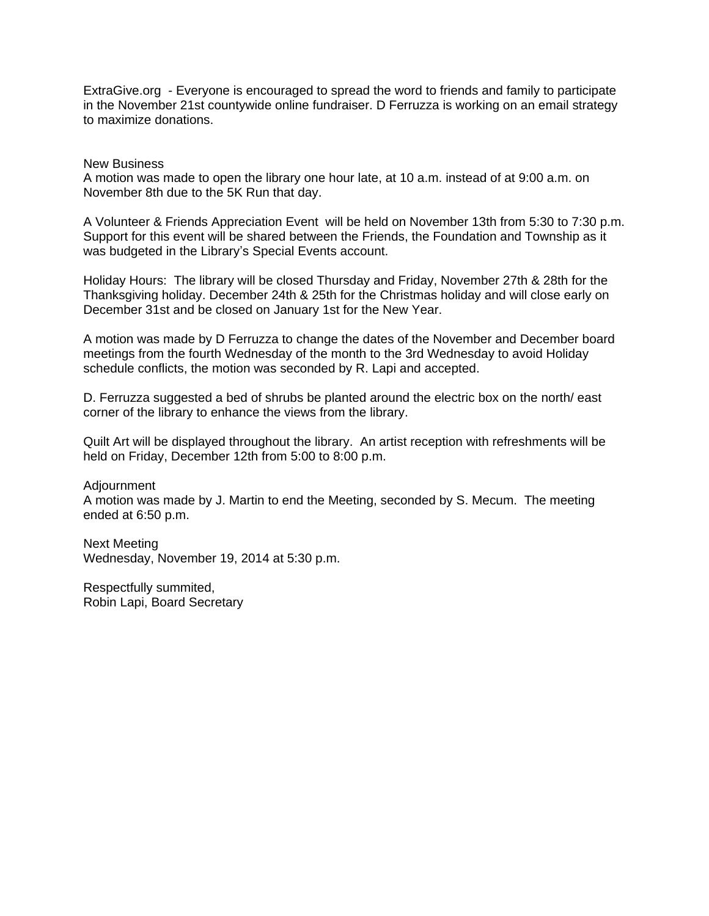ExtraGive.org - Everyone is encouraged to spread the word to friends and family to participate in the November 21st countywide online fundraiser. D Ferruzza is working on an email strategy to maximize donations.

New Business

A motion was made to open the library one hour late, at 10 a.m. instead of at 9:00 a.m. on November 8th due to the 5K Run that day.

A Volunteer & Friends Appreciation Event will be held on November 13th from 5:30 to 7:30 p.m. Support for this event will be shared between the Friends, the Foundation and Township as it was budgeted in the Library's Special Events account.

Holiday Hours: The library will be closed Thursday and Friday, November 27th & 28th for the Thanksgiving holiday. December 24th & 25th for the Christmas holiday and will close early on December 31st and be closed on January 1st for the New Year.

A motion was made by D Ferruzza to change the dates of the November and December board meetings from the fourth Wednesday of the month to the 3rd Wednesday to avoid Holiday schedule conflicts, the motion was seconded by R. Lapi and accepted.

D. Ferruzza suggested a bed of shrubs be planted around the electric box on the north/ east corner of the library to enhance the views from the library.

Quilt Art will be displayed throughout the library. An artist reception with refreshments will be held on Friday, December 12th from 5:00 to 8:00 p.m.

Adjournment

A motion was made by J. Martin to end the Meeting, seconded by S. Mecum. The meeting ended at 6:50 p.m.

Next Meeting

Wednesday, November 19, 2014 at 5:30 p.m.

Respectfully summited,

Robin Lapi, Board Secretary